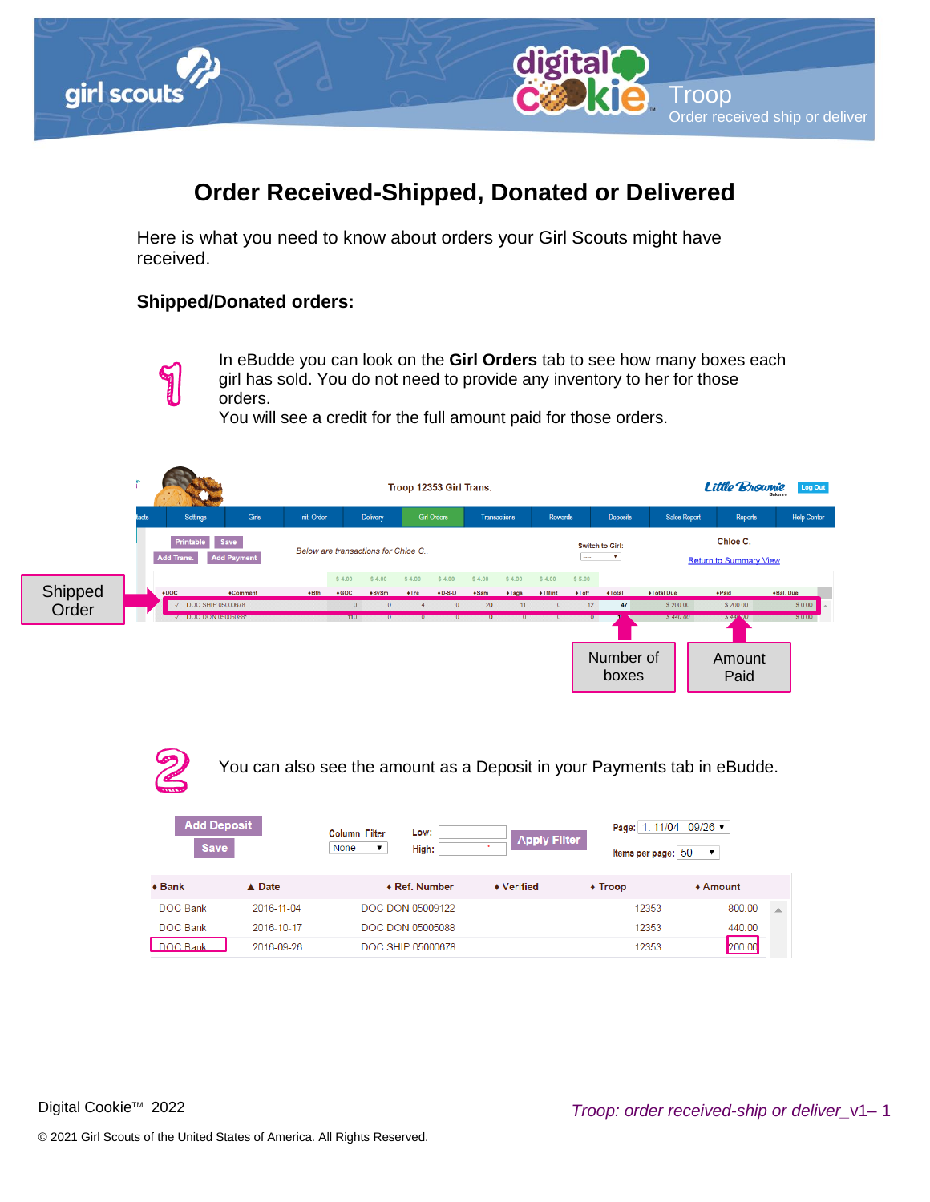# Order Received-Shipped, Donated or Delivered

Here is what you need to know about orders your Girl Scouts might have received.

### Shipped/Donated orders:

1. In eBudde you can look on the **Girl Orders** tab to see how many boxes each girl has sold. You do not need to provide any inventory to her for those orders.
   You will see a credit for the full amount paid for those orders.

Troop 12353 Girl Trans.

Below are transactions for Chloe C.

Chloe C.

Shipped Order

| DOC | Comment | Bth | GOC | SvSm | Tre | D-S-D | Sam | Tags | TMint | Toff | Total | Total Due | Paid | Bal. Due |
|---|---|---|---|---|---|---|---|---|---|---|---|---|---|---|
| ✓ | DOC SHIP 05000678 | | 0 | 0 | 4 | 0 | 20 | 11 | 0 | 12 | 47 | $ 200.00 | $ 200.00 | $ 0.00 |
| ✓ | DOC DON 05005088 | | 110 | 0 | 0 | 0 | 0 | 0 | 0 | 0 | | $ 440.00 | $ 440.00 | $ 0.00 |

Number of boxes

Amount Paid

2. You can also see the amount as a Deposit in your Payments tab in eBudde.

| Bank | Date | Ref. Number | Verified | Troop | Amount |
|---|---|---|---|---|---|
| DOC Bank | 2016-11-04 | DOC DON 05009122 | | 12353 | 800.00 |
| DOC Bank | 2016-10-17 | DOC DON 05005088 | | 12353 | 440.00 |
| DOC Bank | 2016-09-26 | DOC SHIP 05000678 | | 12353 | 200.00 |

Digital Cookie™ 2022

© 2021 Girl Scouts of the United States of America. All Rights Reserved.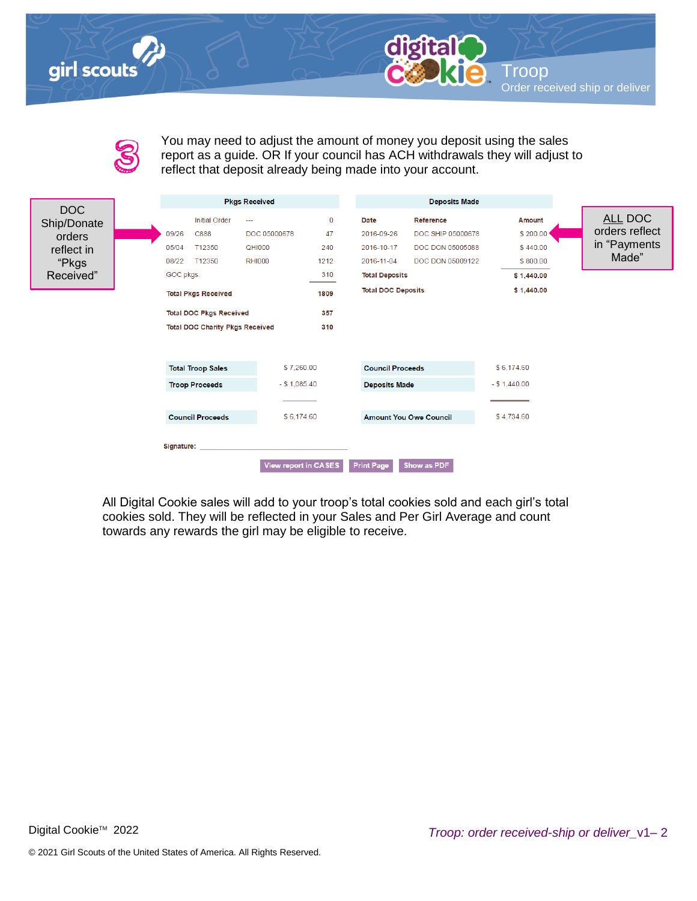3

You may need to adjust the amount of money you deposit using the sales report as a guide. OR If your council has ACH withdrawals they will adjust to reflect that deposit already being made into your account.

DOC Ship/Donate orders reflect in "Pkgs Received"

**Pkgs Received**

| | | | |
|---|---|---|---|
| | Initial Order | --- | 0 |
| 09/26 | C888 | DOC 05000678 | 47 |
| 05/04 | T12350 | QHI000 | 240 |
| 08/22 | T12350 | RHI000 | 1212 |
| GOC pkgs. | | | 310 |
| **Total Pkgs Received** | | | **1809** |
| **Total DOC Pkgs Received** | | | **357** |
| **Total DOC Charity Pkgs Received** | | | **310** |

**Deposits Made**

| Date | Reference | Amount |
|---|---|---|
| 2016-09-26 | DOC SHIP 05000678 | $ 200.00 |
| 2016-10-17 | DOC DON 05005088 | $ 440.00 |
| 2016-11-04 | DOC DON 05009122 | $ 800.00 |
| **Total Deposits** | | **$ 1,440.00** |
| **Total DOC Deposits** | | **$ 1,440.00** |

ALL DOC orders reflect in "Payments Made"

| | |
|---|---|
| **Total Troop Sales** | $ 7,260.00 |
| **Troop Proceeds** | - $ 1,085.40 |
| **Council Proceeds** | $ 6,174.60 |

| | |
|---|---|
| **Council Proceeds** | $ 6,174.60 |
| **Deposits Made** | - $ 1,440.00 |
| **Amount You Owe Council** | $ 4,734.60 |

**Signature:** ____________________

View report in CASES | Print Page | Show as PDF

All Digital Cookie sales will add to your troop's total cookies sold and each girl's total cookies sold. They will be reflected in your Sales and Per Girl Average and count towards any rewards the girl may be eligible to receive.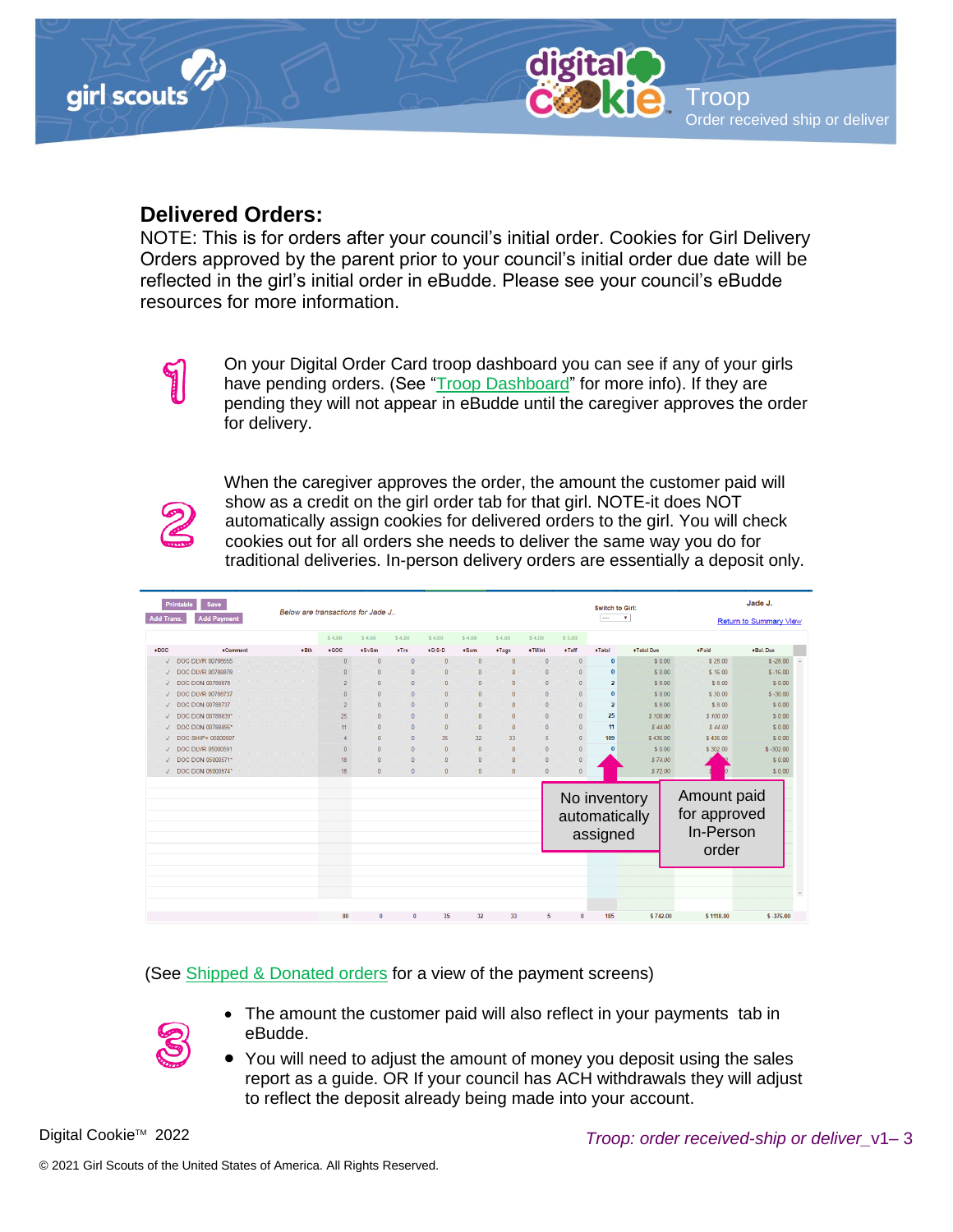## Delivered Orders:

NOTE: This is for orders after your council's initial order. Cookies for Girl Delivery Orders approved by the parent prior to your council's initial order due date will be reflected in the girl's initial order in eBudde. Please see your council's eBudde resources for more information.

1. On your Digital Order Card troop dashboard you can see if any of your girls have pending orders. (See "Troop Dashboard" for more info). If they are pending they will not appear in eBudde until the caregiver approves the order for delivery.

2. When the caregiver approves the order, the amount the customer paid will show as a credit on the girl order tab for that girl. NOTE-it does NOT automatically assign cookies for delivered orders to the girl. You will check cookies out for all orders she needs to deliver the same way you do for traditional deliveries. In-person delivery orders are essentially a deposit only.

Printable | Save | Add Trans. | Add Payment

Below are transactions for Jade J..

Switch to Girl: Jade J. Return to Summary View

| DOC | Comment | Bth | GOC | SvSm | Tre | D-S-D | Sam | Tags | TMint | Toff | Total | Total Due | Paid | Bal. Due |
|---|---|---|---|---|---|---|---|---|---|---|---|---|---|---|
| | | | $4.00 | $4.00 | $4.00 | $4.00 | $4.00 | $4.00 | $4.00 | $5.00 | | | | |
| ✓ | DOC DLVR 00788555 | | 0 | 0 | 0 | 0 | 0 | 0 | 0 | 0 | 0 | $0.00 | $28.00 | $-28.00 |
| ✓ | DOC DLVR 00788878 | | 0 | 0 | 0 | 0 | 0 | 0 | 0 | 0 | 0 | $0.00 | $16.00 | $-16.00 |
| ✓ | DOC DON 00788878 | | 2 | 0 | 0 | 0 | 0 | 0 | 0 | 0 | 2 | $8.00 | $8.00 | $0.00 |
| ✓ | DOC DLVR 00788737 | | 0 | 0 | 0 | 0 | 0 | 0 | 0 | 0 | 0 | $0.00 | $30.00 | $-30.00 |
| ✓ | DOC DON 00788737 | | 2 | 0 | 0 | 0 | 0 | 0 | 0 | 0 | 2 | $8.00 | $8.00 | $0.00 |
| ✓ | DOC DON 00788839* | | 25 | 0 | 0 | 0 | 0 | 0 | 0 | 0 | 25 | $100.00 | $100.00 | $0.00 |
| ✓ | DOC DON 00788895* | | 11 | 0 | 0 | 0 | 0 | 0 | 0 | 0 | 11 | $44.00 | $44.00 | $0.00 |
| ✓ | DOC SHIP+ 05000587 | | 4 | 0 | 0 | 35 | 32 | 33 | 5 | 0 | 109 | $436.00 | $436.00 | $0.00 |
| ✓ | DOC DLVR 05000591 | | 0 | 0 | 0 | 0 | 0 | 0 | 0 | 0 | 0 | $0.00 | $302.00 | $-302.00 |
| ✓ | DOC DON 05000571* | | 18 | 0 | 0 | 0 | 0 | 0 | 0 | 0 | | $74.00 | | $0.00 |
| ✓ | DOC DON 05000574* | | 18 | 0 | 0 | 0 | 0 | 0 | 0 | 0 | | $72.00 | | $0.00 |
| | | | 80 | 0 | 0 | 35 | 32 | 33 | 5 | 0 | 185 | $742.00 | $1118.00 | $-376.00 |

No inventory automatically assigned

Amount paid for approved In-Person order

(See Shipped & Donated orders for a view of the payment screens)

3.
- The amount the customer paid will also reflect in your payments tab in eBudde.
- You will need to adjust the amount of money you deposit using the sales report as a guide. OR If your council has ACH withdrawals they will adjust to reflect the deposit already being made into your account.

Digital Cookie™ 2022

© 2021 Girl Scouts of the United States of America. All Rights Reserved.